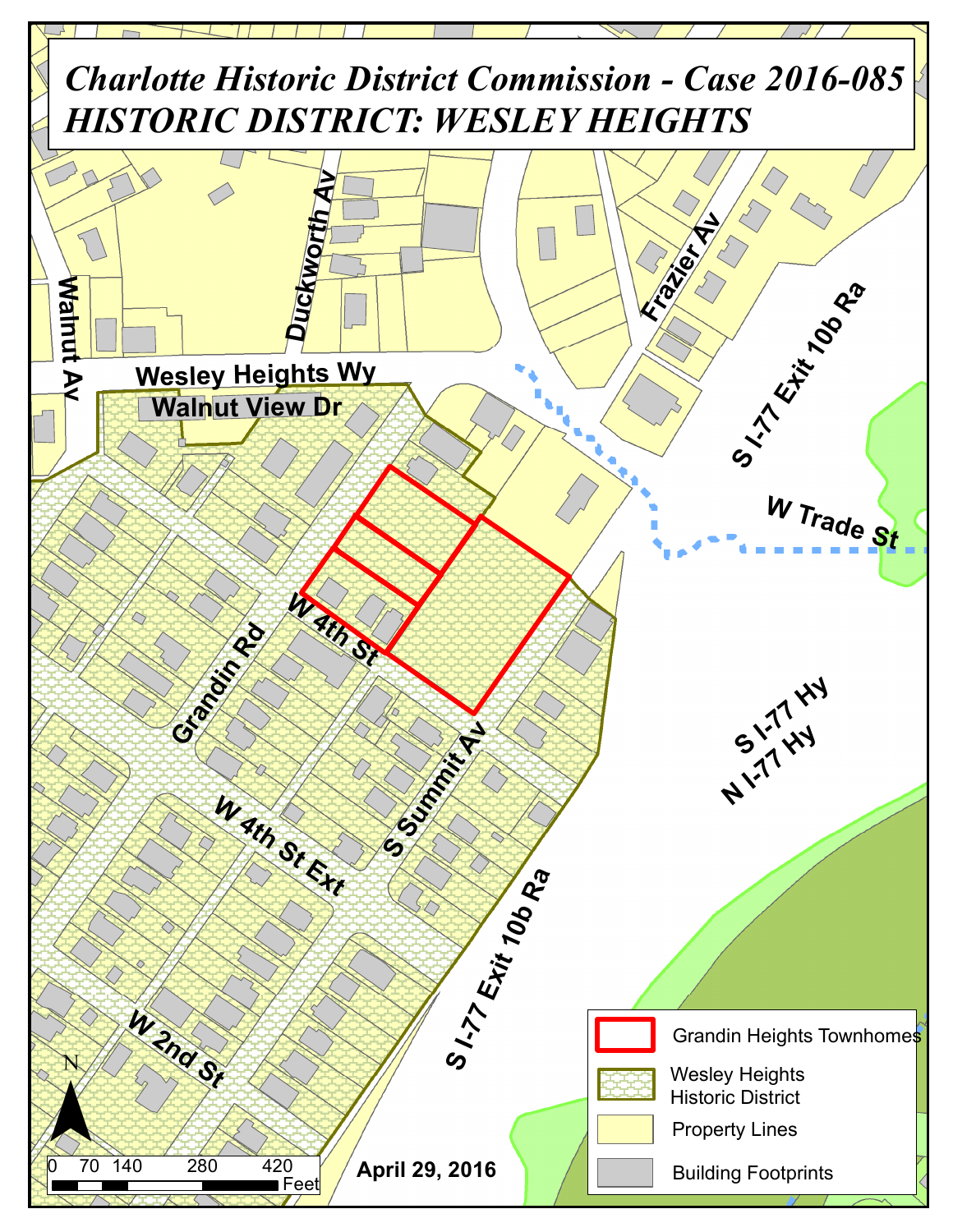# *Charlotte Historic District Commission - Case 2016-085*
# *HISTORIC DISTRICT: WESLEY HEIGHTS*

Walnut Av

Duckworth Av

Frazier Av

Wesley Heights Wy

Walnut View Dr

S I-77 Exit 10b Ra

W Trade St

Grandin Rd

W 4th St

S Summit Av

S I-77 Hy

N I-77 Hy

W 4th St Ext

W 2nd St

S I-77 Exit 10b Ra

N

0 70 140 280 420 Feet

April 29, 2016

| Legend |
|---|
| Grandin Heights Townhomes |
| Wesley Heights Historic District |
| Property Lines |
| Building Footprints |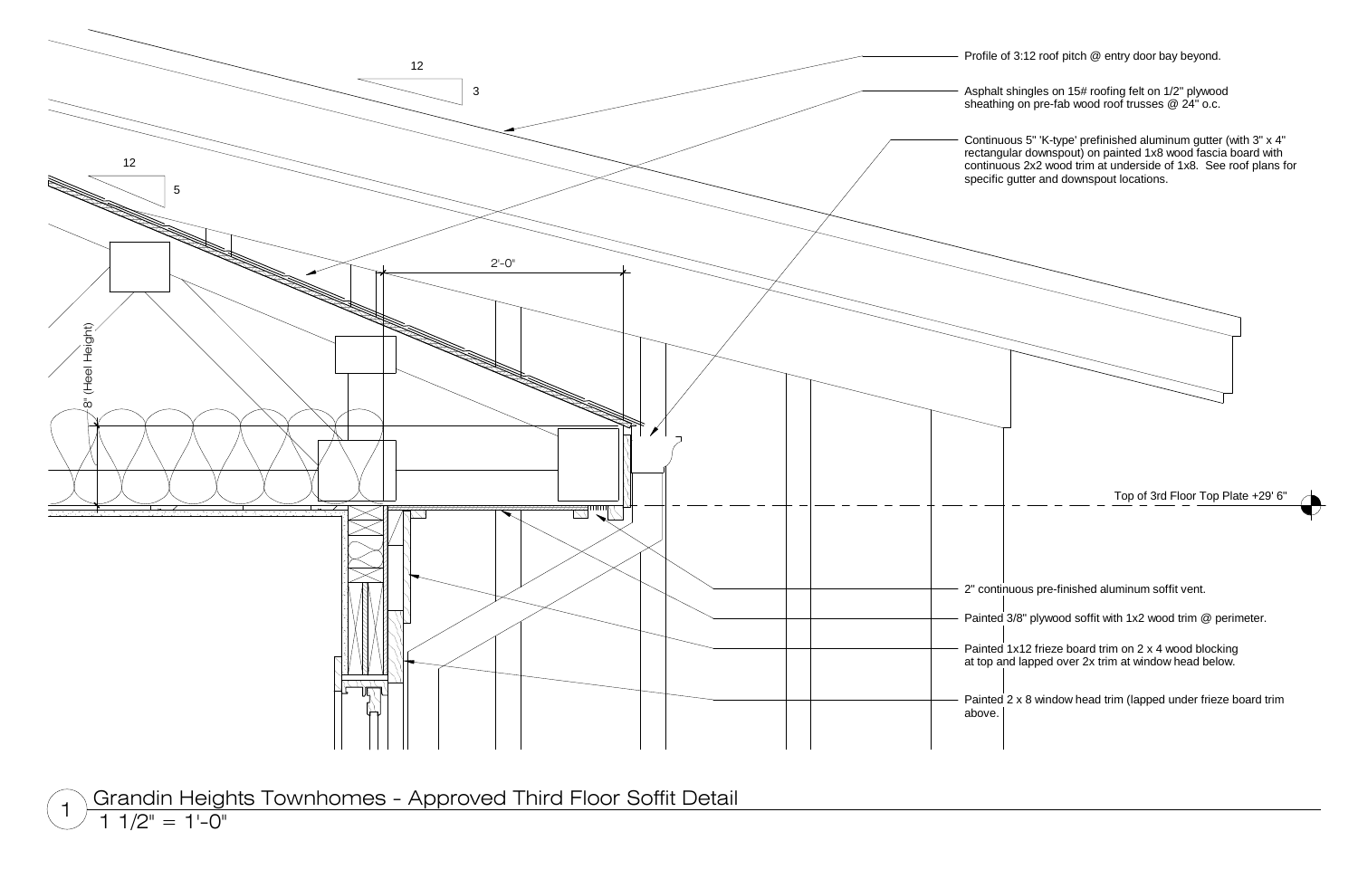Profile of 3:12 roof pitch @ entry door bay beyond.

Asphalt shingles on 15# roofing felt on 1/2" plywood sheathing on pre-fab wood roof trusses @ 24" o.c.

Continuous 5" 'K-type' prefinished aluminum gutter (with 3" x 4" rectangular downspout) on painted 1x8 wood fascia board with continuous 2x2 wood trim at underside of 1x8. See roof plans for specific gutter and downspout locations.

12

3

12

5

2'-0"

8" (Heel Height)

Top of 3rd Floor Top Plate +29' 6"

2" continuous pre-finished aluminum soffit vent.

Painted 3/8" plywood soffit with 1x2 wood trim @ perimeter.

Painted 1x12 frieze board trim on 2 x 4 wood blocking at top and lapped over 2x trim at window head below.

Painted 2 x 8 window head trim (lapped under frieze board trim above.

1 Grandin Heights Townhomes - Approved Third Floor Soffit Detail

1 1/2" = 1'-0"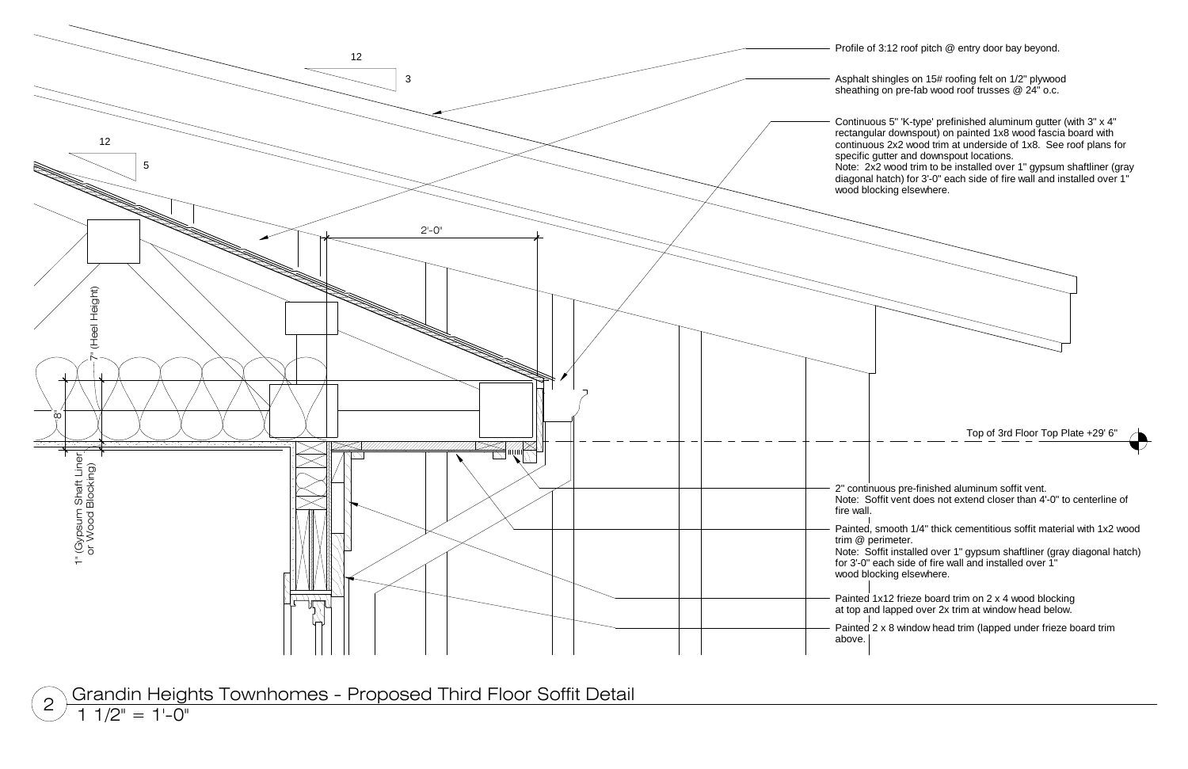Profile of 3:12 roof pitch @ entry door bay beyond.

Asphalt shingles on 15# roofing felt on 1/2" plywood sheathing on pre-fab wood roof trusses @ 24" o.c.

Continuous 5" 'K-type' prefinished aluminum gutter (with 3" x 4" rectangular downspout) on painted 1x8 wood fascia board with continuous 2x2 wood trim at underside of 1x8. See roof plans for specific gutter and downspout locations.
Note: 2x2 wood trim to be installed over 1" gypsum shaftliner (gray diagonal hatch) for 3'-0" each side of fire wall and installed over 1" wood blocking elsewhere.

12
3

12
5

2'-0"

7" (Heel Height)

8

1" (Gypsum Shaft Liner or Wood Blocking)

Top of 3rd Floor Top Plate +29' 6"

2" continuous pre-finished aluminum soffit vent.
Note: Soffit vent does not extend closer than 4'-0" to centerline of fire wall.

Painted, smooth 1/4" thick cementitious soffit material with 1x2 wood trim @ perimeter.
Note: Soffit installed over 1" gypsum shaftliner (gray diagonal hatch) for 3'-0" each side of fire wall and installed over 1" wood blocking elsewhere.

Painted 1x12 frieze board trim on 2 x 4 wood blocking at top and lapped over 2x trim at window head below.

Painted 2 x 8 window head trim (lapped under frieze board trim above.

2 Grandin Heights Townhomes - Proposed Third Floor Soffit Detail
1 1/2" = 1'-0"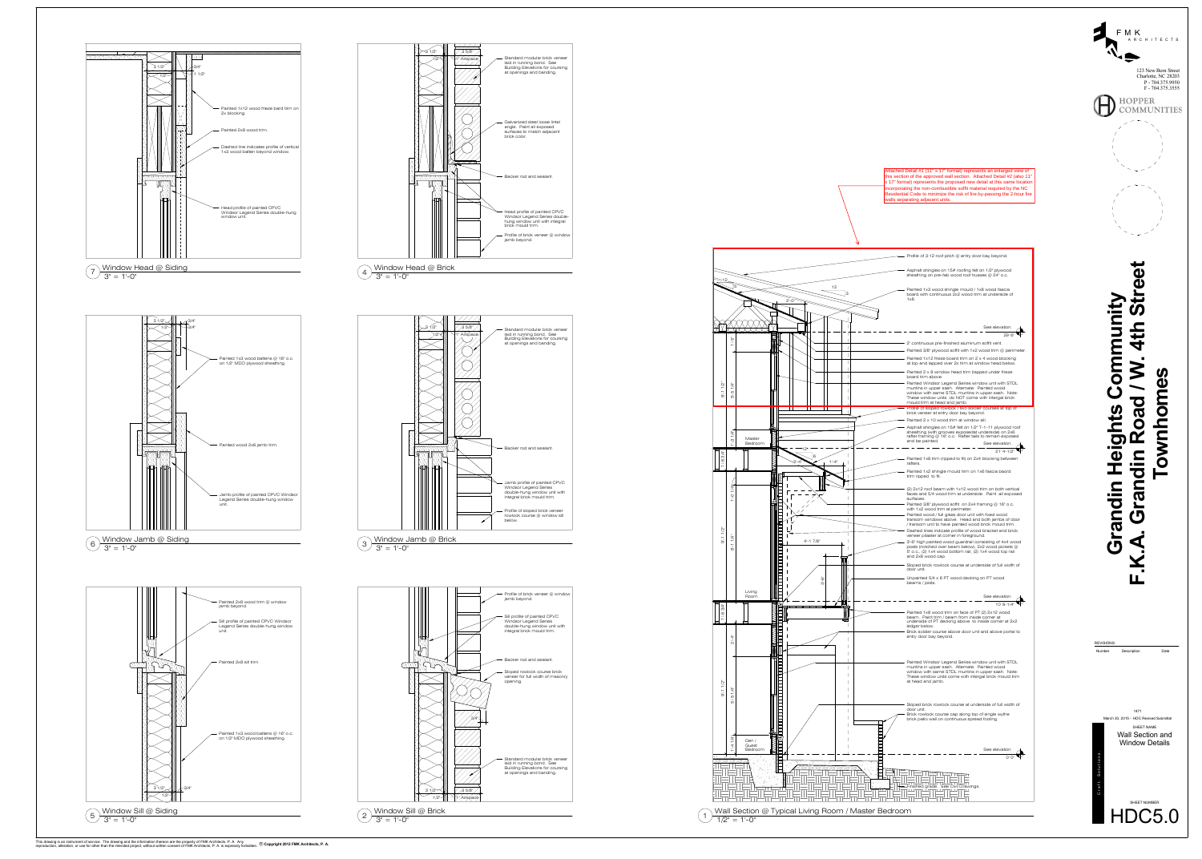Painted 1x12 wood frieze board trim on 2x blocking.

Painted 2x8 wood trim.

Dashed line indicates profile of vertical 1x3 wood batten beyond window.

Head profile of painted CPVC Windsor Legend Series double-hung window unit.

7 Window Head @ Siding
3" = 1'-0"

Standard modular brick veneer laid in running bond. See Building Elevations for coursing at openings and banding.

Galvanized steel loose lintel angle. Paint all exposed surfaces to match adjacent brick color.

Backer rod and sealant.

Head profile of painted CPVC Windsor Legend Series double-hung window unit with integral brick mould trim.

Profile of brick veneer @ window jamb beyond.

4 Window Head @ Brick
3" = 1'-0"

Painted 1x3 wood battens @ 16" o.c. on 1/2" MDO plywood sheathing.

Painted wood 2x6 jamb trim.

Jamb profile of painted CPVC Windsor Legend Series double-hung window unit.

6 Window Jamb @ Siding
3" = 1'-0"

Standard modular brick veneer laid in running bond. See Building Elevations for coursing at openings and banding.

Backer rod and sealant.

Jamb profile of painted CPVC Windsor Legend Series double-hung window unit with integral brick mould trim.

Profile of sloped brick veneer rowlock course @ window sill below.

3 Window Jamb @ Brick
3" = 1'-0"

Painted 2x6 wood trim @ window jamb beyond.

Sill profile of painted CPVC Windsor Legend Series double-hung window unit.

Painted 2x8 sill trim.

Painted 1x3 wood battens @ 16" o.c. on 1/2" MDO plywood sheathing.

5 Window Sill @ Siding
3" = 1'-0"

Profile of brick veneer @ window jamb beyond.

Sill profile of painted CPVC Windsor Legend Series double-hung window unit with integral brick mould trim.

Backer rod and sealant.

Sloped rowlock course brick veneer for full width of masonry opening.

Standard modular brick veneer laid in running bond. See Building Elevations for coursing at openings and banding.

2 Window Sill @ Brick
3" = 1'-0"

Attached Detail #1 (11" x 17" format) represents an enlarged view of this section of the approved wall section. Attached Detail #2 (also 11" x 17" format) represents the proposed new detail at this same location incorporating the non-combustible soffit material required by the NC Residential Code to minimize the risk of fire by-passing the 2-hour fire walls separating adjacent units.

Profile of 3:12 roof pitch @ entry door bay beyond.

Asphalt shingles on 15# roofing felt on 1/2" plywood sheathing on pre-fab wood roof trusses @ 24" o.c.

Painted 1x3 wood shingle mould / 1x8 wood fascia board with continuous 2x2 wood trim at underside of 1x8.

See elevation 29'-9"

2" continuous pre-finished aluminum soffit vent.

Painted 3/8" plywood soffit with 1x2 wood trim @ perimeter.

Painted 1x12 frieze board trim on 2 x 4 wood blocking at top and lapped over 2x trim at window head below.

Painted 2 x 8 window head trim (lapped under frieze board trim above.

Painted Windsor Legend Series window unit with STDL muntins in upper sash. Alternate: Painted wood window with same STDL muntins in upper sash. Note: These window units do NOT come with integral brick mould trim at head and jamb.

Profile of sloped rowlock / two soldier courses at top of brick veneer at entry door bay beyond.

Painted 2 x 10 wood trim at window sill.

Asphalt shingles on 15# felt on 1/2" T-1-11 plywood roof sheathing (with grooves exposed at underside) on 2x6 rafter framing @ 16" o.c. Rafter tails to remain exposed and be painted.

See elevation 21'-4-1/2"

Painted 1x8 trim (ripped to fit) on 2x4 blocking between rafters.

Painted 1x2 shingle mould trim on 1x6 fascia board trim ripped to fit.

(2) 2x12 roof beam with 1x12 wood trim on both vertical faces and 5/4 wood trim at underside. Paint all exposed surfaces.

Painted 3/8" plywood soffit on 2x4 framing @ 16" o.c. with 1x2 wood trim at perimeter.

Painted wood / full glass door unit with fixed wood transom windows above. Head and both jambs of door / transom unit to have painted wood brick mould trim.

Dashed lines indicate profile of wood bracket and brick veneer pilaster at corner in foreground.

3'-6" high painted wood guardrail consisting of 4x4 wood posts (notched over beam below), 2x2 wood pickets @ 5" o.c., (2) 1x4 wood bottom rail, (2) 1x4 wood top rail and 2x6 wood cap.

Sloped brick rowlock course at underside of full width of door unit.

Unpainted 5/4 x 6 PT wood decking on PT wood beams / joists.

See elevation 10'-8-1/4"

Painted 1x8 wood trim on face of PT (2) 2x12 wood beam. Paint trim / beam from inside corner at underside of PT decking above to inside corner at 2x2 ledger below.

Brick soldier course above door unit and above portal to entry door bay beyond.

Painted Windsor Legend Series window unit with STDL muntins in upper sash. Alternate: Painted wood window with same STDL muntins in upper sash. Note: These window units come with intergal brick mould trim at head and jamb.

Sloped brick rowlock course at underside of full width of door unit.

Brick rowlock course cap along top of single wythe brick patio wall on continuous spread footing.

See elevation 0'-0"

Finished grade. See Civil Drawings

Master Bedroom

Living Room

Den / Guest Bedroom

1 Wall Section @ Typical Living Room / Master Bedroom
1/2" = 1'-0"

FMK ARCHITECTS

123 New Bern Street
Charlotte, NC 28203
P - 704.375.9950
F - 704.375.3555

HOPPER COMMUNITIES

# Grandin Heights Community
# F.K.A. Grandin Road / W. 4th Street Townhomes

REVISIONS:

| Number | Description | Date |
|---|---|---|

1471

March 30, 2015 - HDC Revised Submittal

SHEET NAME

Wall Section and Window Details

Craft Solutions

SHEET NUMBER

HDC5.0

This drawing is an instrument of service. The drawing and the information thereon are the property of FMK Architects, P. A. Any reproduction, alteration, or use for other than the intended project, without written consent of FMK Architects, P. A. is expressly forbidden. © Copyright 2012 FMK Architects, P. A.